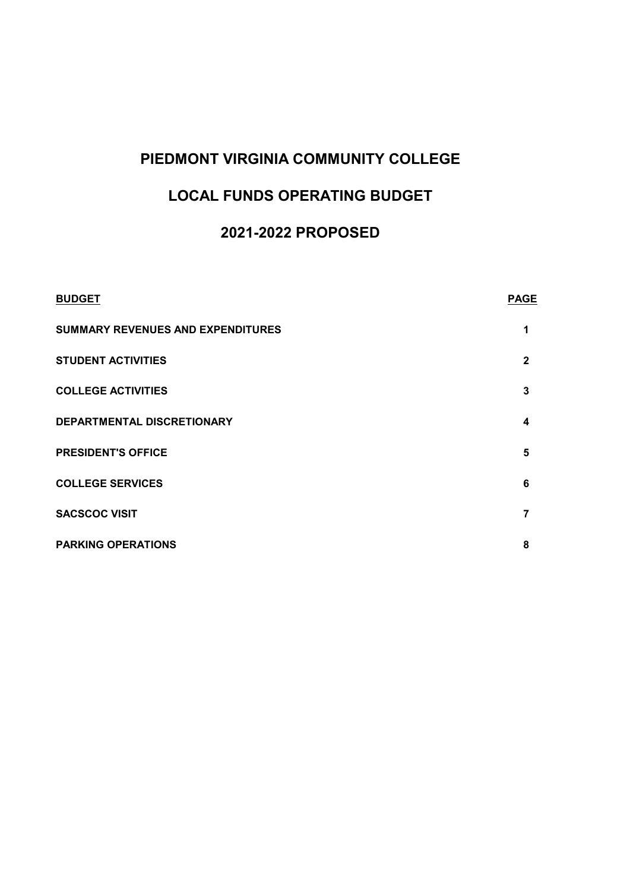# PIEDMONT VIRGINIA COMMUNITY COLLEGE

# LOCAL FUNDS OPERATING BUDGET

# 2021-2022 PROPOSED

| BUDGET | PAGE |
|---|---|
| SUMMARY REVENUES AND EXPENDITURES | 1 |
| STUDENT ACTIVITIES | 2 |
| COLLEGE ACTIVITIES | 3 |
| DEPARTMENTAL DISCRETIONARY | 4 |
| PRESIDENT'S OFFICE | 5 |
| COLLEGE SERVICES | 6 |
| SACSCOC VISIT | 7 |
| PARKING OPERATIONS | 8 |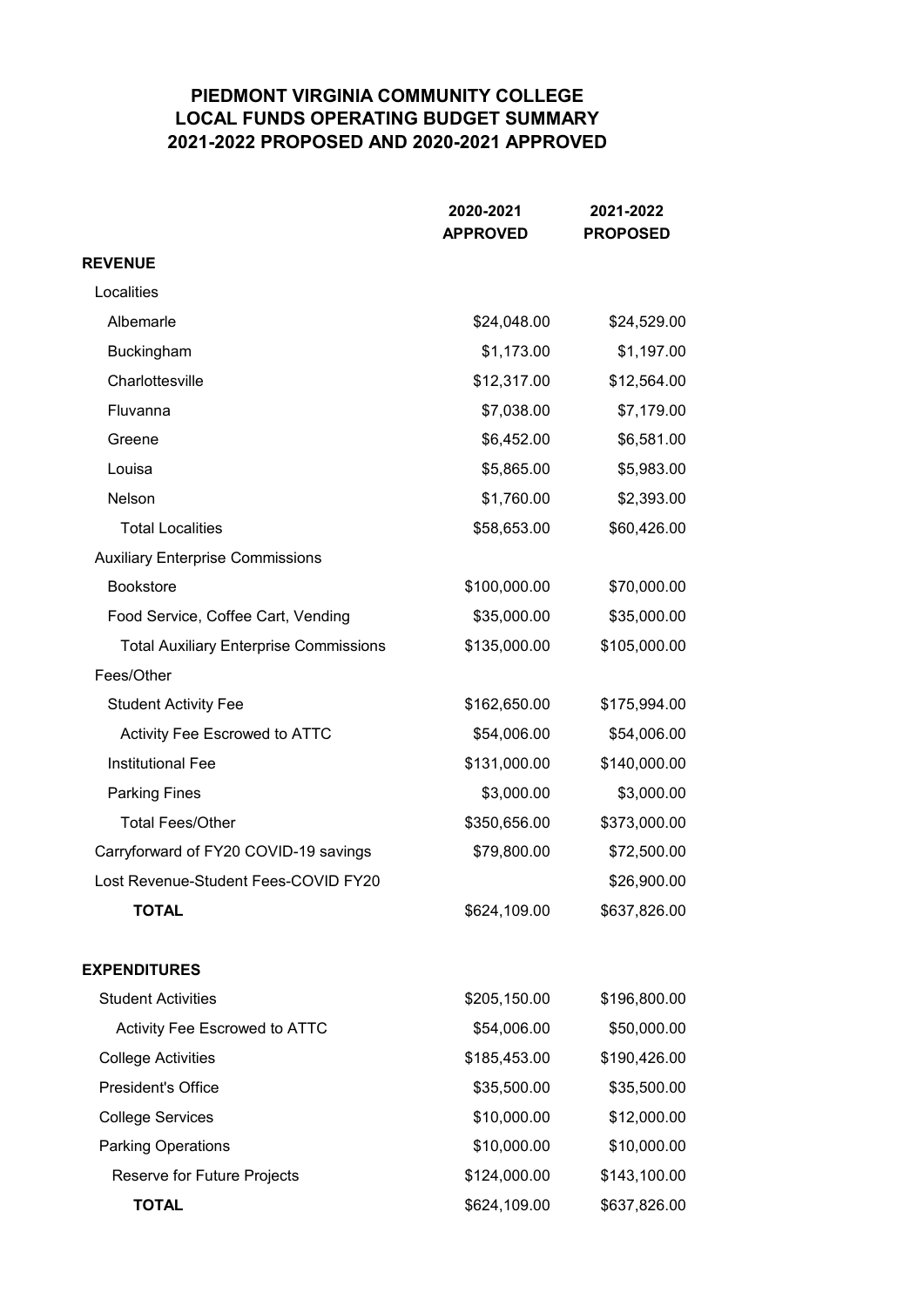# PIEDMONT VIRGINIA COMMUNITY COLLEGE
## LOCAL FUNDS OPERATING BUDGET SUMMARY
## 2021-2022 PROPOSED AND 2020-2021 APPROVED

| | 2020-2021 APPROVED | 2021-2022 PROPOSED |
|---|---|---|
| **REVENUE** | | |
| Localities | | |
| Albemarle | $24,048.00 | $24,529.00 |
| Buckingham | $1,173.00 | $1,197.00 |
| Charlottesville | $12,317.00 | $12,564.00 |
| Fluvanna | $7,038.00 | $7,179.00 |
| Greene | $6,452.00 | $6,581.00 |
| Louisa | $5,865.00 | $5,983.00 |
| Nelson | $1,760.00 | $2,393.00 |
| Total Localities | $58,653.00 | $60,426.00 |
| Auxiliary Enterprise Commissions | | |
| Bookstore | $100,000.00 | $70,000.00 |
| Food Service, Coffee Cart, Vending | $35,000.00 | $35,000.00 |
| Total Auxiliary Enterprise Commissions | $135,000.00 | $105,000.00 |
| Fees/Other | | |
| Student Activity Fee | $162,650.00 | $175,994.00 |
| Activity Fee Escrowed to ATTC | $54,006.00 | $54,006.00 |
| Institutional Fee | $131,000.00 | $140,000.00 |
| Parking Fines | $3,000.00 | $3,000.00 |
| Total Fees/Other | $350,656.00 | $373,000.00 |
| Carryforward of FY20 COVID-19 savings | $79,800.00 | $72,500.00 |
| Lost Revenue-Student Fees-COVID FY20 | | $26,900.00 |
| **TOTAL** | $624,109.00 | $637,826.00 |
| | | |
| **EXPENDITURES** | | |
| Student Activities | $205,150.00 | $196,800.00 |
| Activity Fee Escrowed to ATTC | $54,006.00 | $50,000.00 |
| College Activities | $185,453.00 | $190,426.00 |
| President's Office | $35,500.00 | $35,500.00 |
| College Services | $10,000.00 | $12,000.00 |
| Parking Operations | $10,000.00 | $10,000.00 |
| Reserve for Future Projects | $124,000.00 | $143,100.00 |
| **TOTAL** | $624,109.00 | $637,826.00 |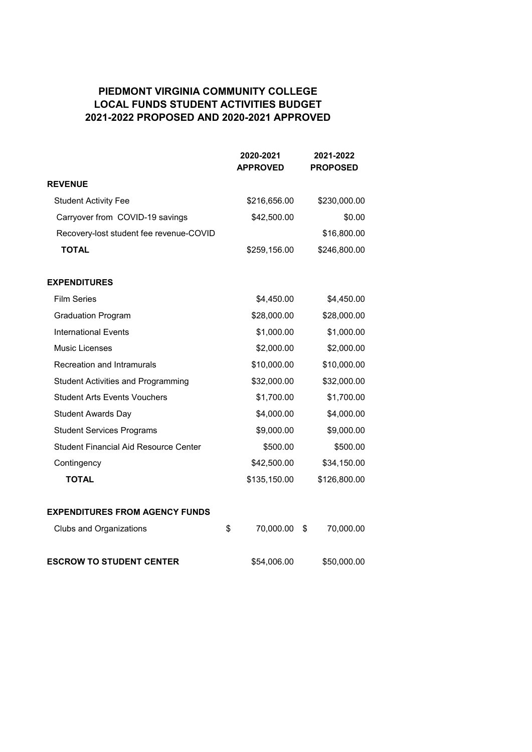# PIEDMONT VIRGINIA COMMUNITY COLLEGE
## LOCAL FUNDS STUDENT ACTIVITIES BUDGET
## 2021-2022 PROPOSED AND 2020-2021 APPROVED

| | 2020-2021 APPROVED | 2021-2022 PROPOSED |
|---|---|---|
| **REVENUE** | | |
| Student Activity Fee | $216,656.00 | $230,000.00 |
| Carryover from COVID-19 savings | $42,500.00 | $0.00 |
| Recovery-lost student fee revenue-COVID | | $16,800.00 |
| **TOTAL** | $259,156.00 | $246,800.00 |
| | | |
| **EXPENDITURES** | | |
| Film Series | $4,450.00 | $4,450.00 |
| Graduation Program | $28,000.00 | $28,000.00 |
| International Events | $1,000.00 | $1,000.00 |
| Music Licenses | $2,000.00 | $2,000.00 |
| Recreation and Intramurals | $10,000.00 | $10,000.00 |
| Student Activities and Programming | $32,000.00 | $32,000.00 |
| Student Arts Events Vouchers | $1,700.00 | $1,700.00 |
| Student Awards Day | $4,000.00 | $4,000.00 |
| Student Services Programs | $9,000.00 | $9,000.00 |
| Student Financial Aid Resource Center | $500.00 | $500.00 |
| Contingency | $42,500.00 | $34,150.00 |
| **TOTAL** | $135,150.00 | $126,800.00 |
| | | |
| **EXPENDITURES FROM AGENCY FUNDS** | | |
| Clubs and Organizations | $ 70,000.00 | $ 70,000.00 |
| | | |
| **ESCROW TO STUDENT CENTER** | $54,006.00 | $50,000.00 |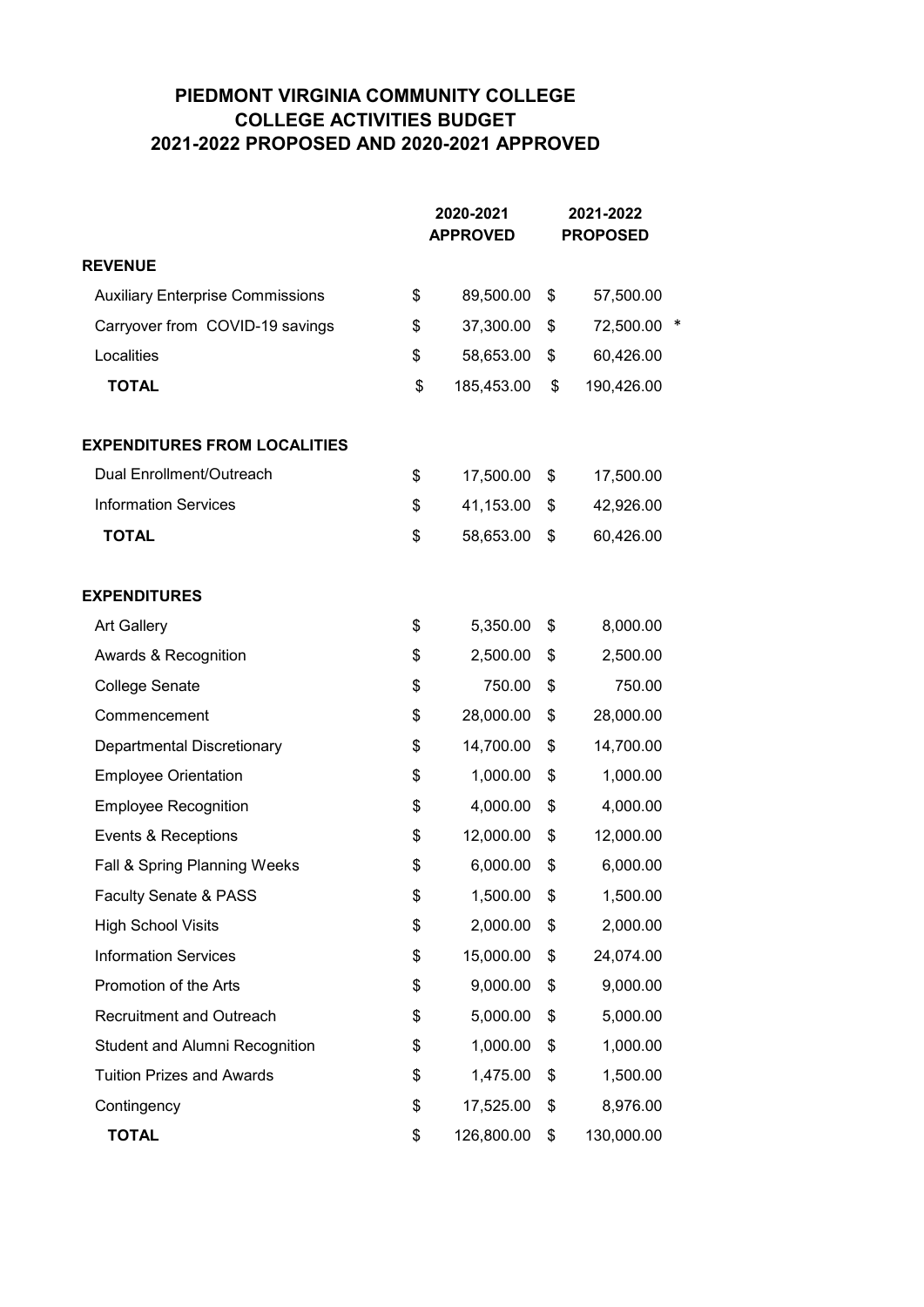# PIEDMONT VIRGINIA COMMUNITY COLLEGE
## COLLEGE ACTIVITIES BUDGET
## 2021-2022 PROPOSED AND 2020-2021 APPROVED

| | 2020-2021 APPROVED | 2021-2022 PROPOSED | |
|---|---|---|---|
| **REVENUE** | | | |
| Auxiliary Enterprise Commissions | $ 89,500.00 | $ 57,500.00 | |
| Carryover from COVID-19 savings | $ 37,300.00 | $ 72,500.00 | * |
| Localities | $ 58,653.00 | $ 60,426.00 | |
| **TOTAL** | $ 185,453.00 | $ 190,426.00 | |
| | | | |
| **EXPENDITURES FROM LOCALITIES** | | | |
| Dual Enrollment/Outreach | $ 17,500.00 | $ 17,500.00 | |
| Information Services | $ 41,153.00 | $ 42,926.00 | |
| **TOTAL** | $ 58,653.00 | $ 60,426.00 | |
| | | | |
| **EXPENDITURES** | | | |
| Art Gallery | $ 5,350.00 | $ 8,000.00 | |
| Awards & Recognition | $ 2,500.00 | $ 2,500.00 | |
| College Senate | $ 750.00 | $ 750.00 | |
| Commencement | $ 28,000.00 | $ 28,000.00 | |
| Departmental Discretionary | $ 14,700.00 | $ 14,700.00 | |
| Employee Orientation | $ 1,000.00 | $ 1,000.00 | |
| Employee Recognition | $ 4,000.00 | $ 4,000.00 | |
| Events & Receptions | $ 12,000.00 | $ 12,000.00 | |
| Fall & Spring Planning Weeks | $ 6,000.00 | $ 6,000.00 | |
| Faculty Senate & PASS | $ 1,500.00 | $ 1,500.00 | |
| High School Visits | $ 2,000.00 | $ 2,000.00 | |
| Information Services | $ 15,000.00 | $ 24,074.00 | |
| Promotion of the Arts | $ 9,000.00 | $ 9,000.00 | |
| Recruitment and Outreach | $ 5,000.00 | $ 5,000.00 | |
| Student and Alumni Recognition | $ 1,000.00 | $ 1,000.00 | |
| Tuition Prizes and Awards | $ 1,475.00 | $ 1,500.00 | |
| Contingency | $ 17,525.00 | $ 8,976.00 | |
| **TOTAL** | $ 126,800.00 | $ 130,000.00 | |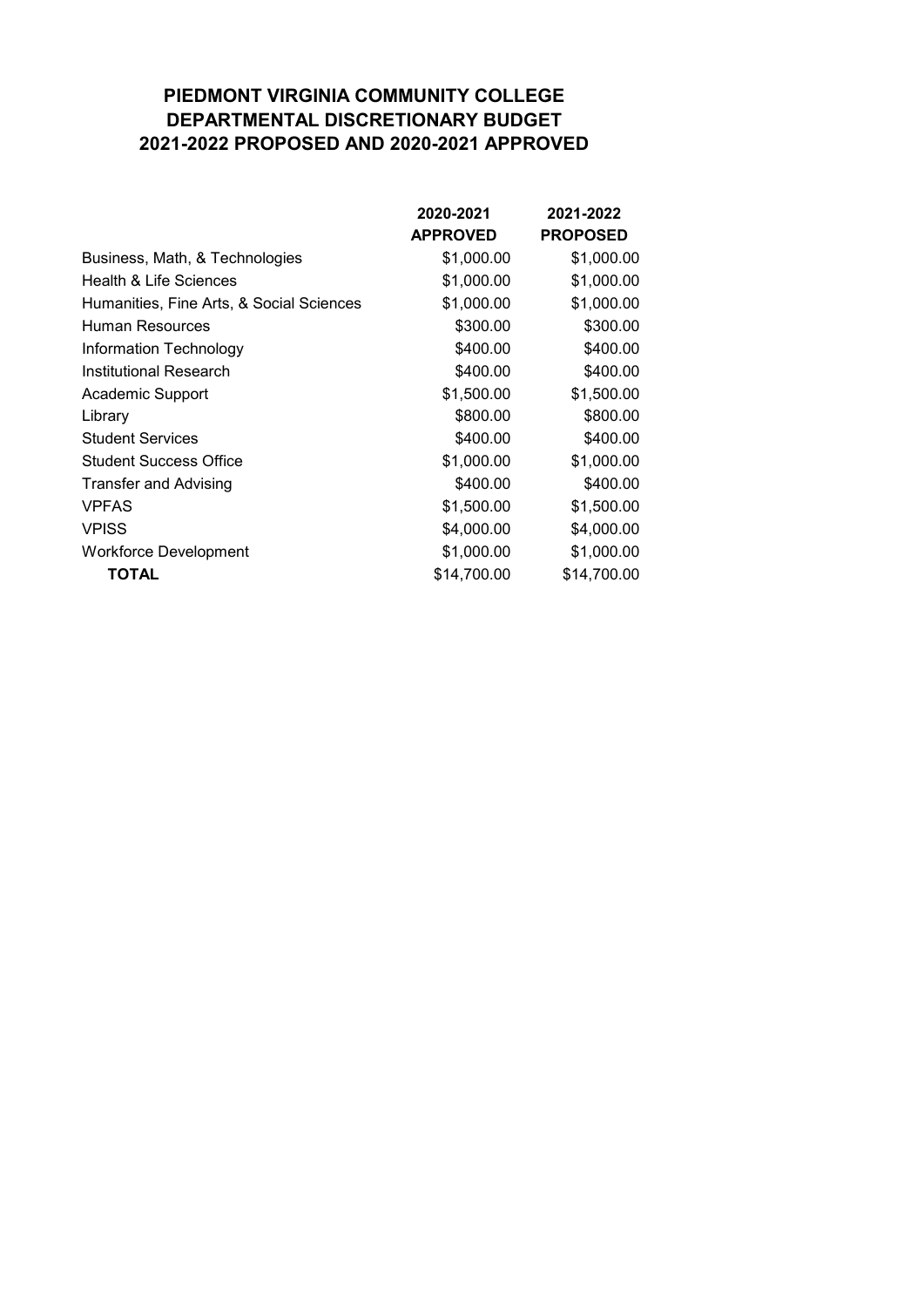# PIEDMONT VIRGINIA COMMUNITY COLLEGE
# DEPARTMENTAL DISCRETIONARY BUDGET
# 2021-2022 PROPOSED AND 2020-2021 APPROVED

| | 2020-2021 APPROVED | 2021-2022 PROPOSED |
|---|---|---|
| Business, Math, & Technologies | $1,000.00 | $1,000.00 |
| Health & Life Sciences | $1,000.00 | $1,000.00 |
| Humanities, Fine Arts, & Social Sciences | $1,000.00 | $1,000.00 |
| Human Resources | $300.00 | $300.00 |
| Information Technology | $400.00 | $400.00 |
| Institutional Research | $400.00 | $400.00 |
| Academic Support | $1,500.00 | $1,500.00 |
| Library | $800.00 | $800.00 |
| Student Services | $400.00 | $400.00 |
| Student Success Office | $1,000.00 | $1,000.00 |
| Transfer and Advising | $400.00 | $400.00 |
| VPFAS | $1,500.00 | $1,500.00 |
| VPISS | $4,000.00 | $4,000.00 |
| Workforce Development | $1,000.00 | $1,000.00 |
| **TOTAL** | $14,700.00 | $14,700.00 |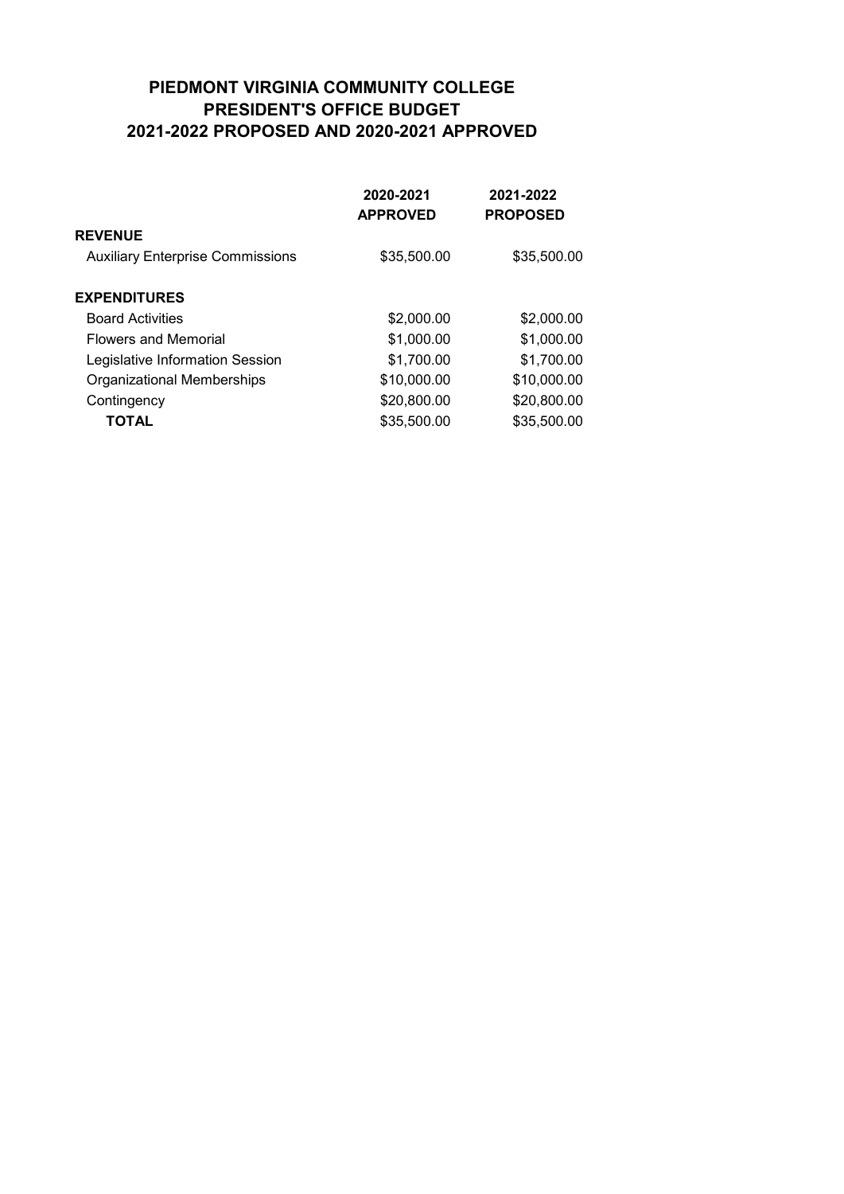# PIEDMONT VIRGINIA COMMUNITY COLLEGE
## PRESIDENT'S OFFICE BUDGET
## 2021-2022 PROPOSED AND 2020-2021 APPROVED

| | 2020-2021 APPROVED | 2021-2022 PROPOSED |
|---|---|---|
| **REVENUE** | | |
| Auxiliary Enterprise Commissions | $35,500.00 | $35,500.00 |
| | | |
| **EXPENDITURES** | | |
| Board Activities | $2,000.00 | $2,000.00 |
| Flowers and Memorial | $1,000.00 | $1,000.00 |
| Legislative Information Session | $1,700.00 | $1,700.00 |
| Organizational Memberships | $10,000.00 | $10,000.00 |
| Contingency | $20,800.00 | $20,800.00 |
| **TOTAL** | $35,500.00 | $35,500.00 |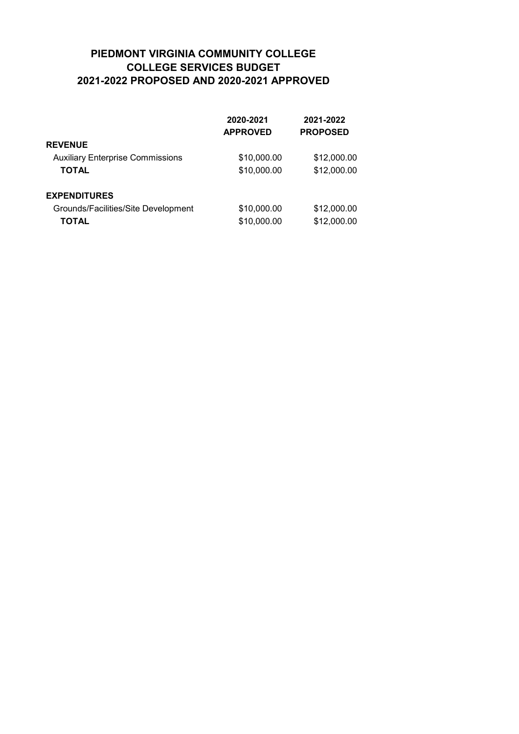# PIEDMONT VIRGINIA COMMUNITY COLLEGE
## COLLEGE SERVICES BUDGET
## 2021-2022 PROPOSED AND 2020-2021 APPROVED

| | 2020-2021 APPROVED | 2021-2022 PROPOSED |
|---|---|---|
| **REVENUE** | | |
| Auxiliary Enterprise Commissions | $10,000.00 | $12,000.00 |
| **TOTAL** | $10,000.00 | $12,000.00 |
| | | |
| **EXPENDITURES** | | |
| Grounds/Facilities/Site Development | $10,000.00 | $12,000.00 |
| **TOTAL** | $10,000.00 | $12,000.00 |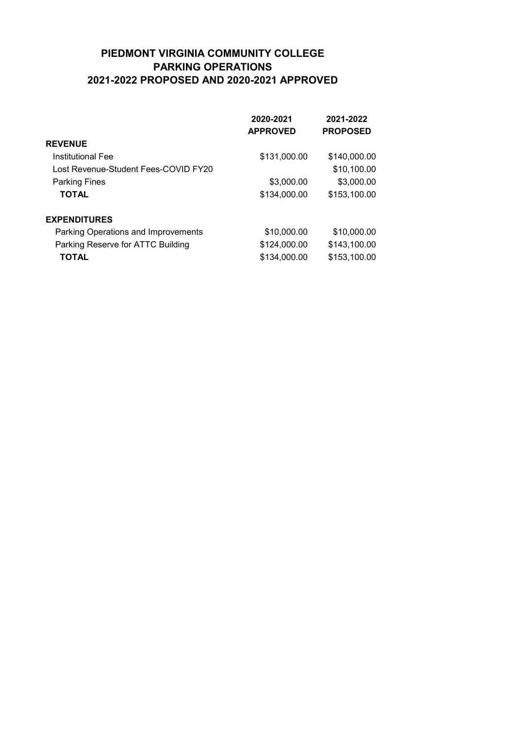# PIEDMONT VIRGINIA COMMUNITY COLLEGE
## PARKING OPERATIONS
## 2021-2022 PROPOSED AND 2020-2021 APPROVED

| | 2020-2021 APPROVED | 2021-2022 PROPOSED |
|---|---|---|
| **REVENUE** | | |
| Institutional Fee | $131,000.00 | $140,000.00 |
| Lost Revenue-Student Fees-COVID FY20 | | $10,100.00 |
| Parking Fines | $3,000.00 | $3,000.00 |
| **TOTAL** | $134,000.00 | $153,100.00 |
| **EXPENDITURES** | | |
| Parking Operations and Improvements | $10,000.00 | $10,000.00 |
| Parking Reserve for ATTC Building | $124,000.00 | $143,100.00 |
| **TOTAL** | $134,000.00 | $153,100.00 |